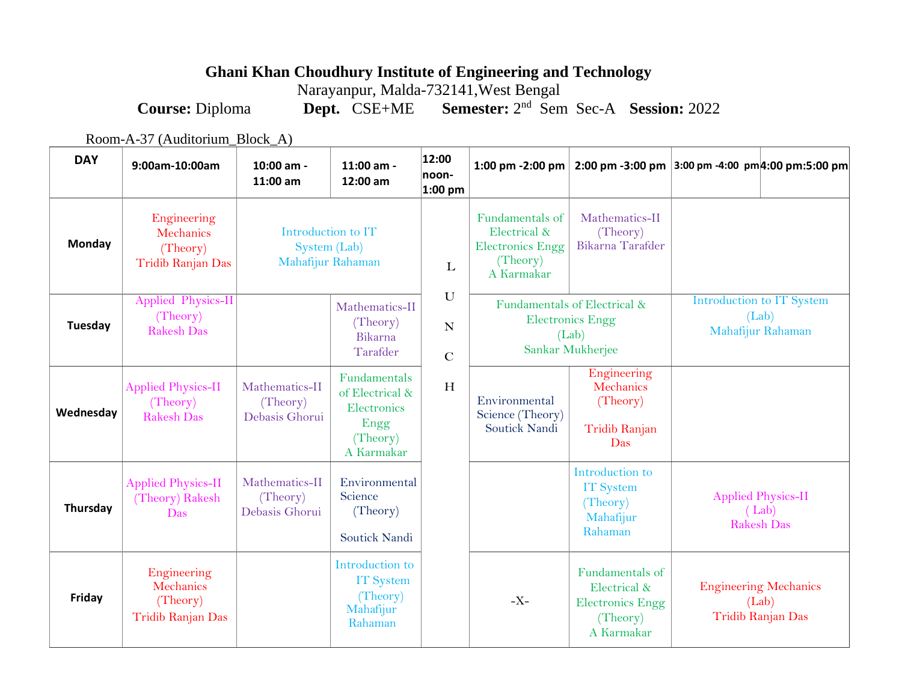# Ghani Khan Choudhury Institute of Engineering and Technology

Narayanpur, Malda-732141,West Bengal

**Course:** Diploma **Dept.** CSE+ME **Semester:** 2nd Sem Sec-A **Session:** 2022

Room-A-37 (Auditorium_Block_A)

| DAY | 9:00am-10:00am | 10:00 am - 11:00 am | 11:00 am - 12:00 am | 12:00 noon-1:00 pm | 1:00 pm -2:00 pm | 2:00 pm -3:00 pm | 3:00 pm -4:00 pm | 4:00 pm:5:00 pm |
|---|---|---|---|---|---|---|---|---|
| Monday | Engineering Mechanics (Theory) Tridib Ranjan Das | Introduction to IT System (Lab) Mahafijur Rahaman | | LUNCH | Fundamentals of Electrical & Electronics Engg (Theory) A Karmakar | Mathematics-II (Theory) Bikarna Tarafder | | |
| Tuesday | Applied Physics-II (Theory) Rakesh Das | | Mathematics-II (Theory) Bikarna Tarafder | | Fundamentals of Electrical & Electronics Engg (Lab) Sankar Mukherjee | | Introduction to IT System (Lab) Mahafijur Rahaman | |
| Wednesday | Applied Physics-II (Theory) Rakesh Das | Mathematics-II (Theory) Debasis Ghorui | Fundamentals of Electrical & Electronics Engg (Theory) A Karmakar | | Environmental Science (Theory) Soutick Nandi | Engineering Mechanics (Theory) Tridib Ranjan Das | | |
| Thursday | Applied Physics-II (Theory) Rakesh Das | Mathematics-II (Theory) Debasis Ghorui | Environmental Science (Theory) Soutick Nandi | | | Introduction to IT System (Theory) Mahafijur Rahaman | Applied Physics-II ( Lab) Rakesh Das | |
| Friday | Engineering Mechanics (Theory) Tridib Ranjan Das | | Introduction to IT System (Theory) Mahafijur Rahaman | | -X- | Fundamentals of Electrical & Electronics Engg (Theory) A Karmakar | Engineering Mechanics (Lab) Tridib Ranjan Das | |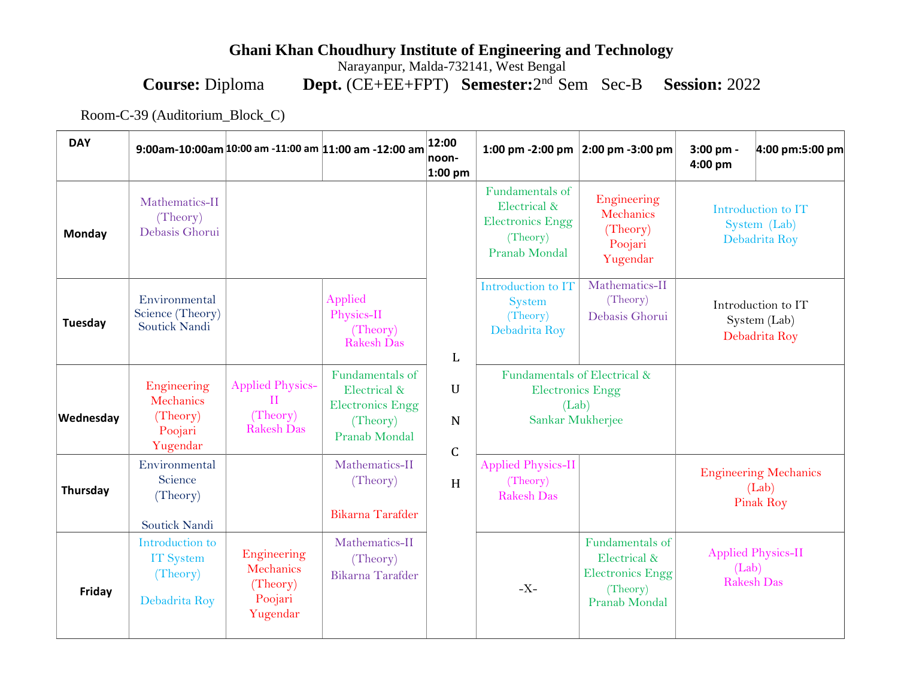# Ghani Khan Choudhury Institute of Engineering and Technology

Narayanpur, Malda-732141, West Bengal

**Course:** Diploma **Dept.** (CE+EE+FPT) **Semester:** 2nd Sem Sec-B **Session:** 2022

Room-C-39 (Auditorium_Block_C)

| DAY | 9:00am-10:00am | 10:00 am -11:00 am | 11:00 am -12:00 am | 12:00 noon-1:00 pm | 1:00 pm -2:00 pm | 2:00 pm -3:00 pm | 3:00 pm - 4:00 pm | 4:00 pm:5:00 pm |
|---|---|---|---|---|---|---|---|---|
| **Monday** | Mathematics-II (Theory) Debasis Ghorui | | | LUNCH | Fundamentals of Electrical & Electronics Engg (Theory) Pranab Mondal | Engineering Mechanics (Theory) Poojari Yugendar | Introduction to IT System (Lab) Debadrita Roy | |
| **Tuesday** | Environmental Science (Theory) Soutick Nandi | | Applied Physics-II (Theory) Rakesh Das | | Introduction to IT System (Theory) Debadrita Roy | Mathematics-II (Theory) Debasis Ghorui | Introduction to IT System (Lab) Debadrita Roy | |
| **Wednesday** | Engineering Mechanics (Theory) Poojari Yugendar | Applied Physics-II (Theory) Rakesh Das | Fundamentals of Electrical & Electronics Engg (Theory) Pranab Mondal | | Fundamentals of Electrical & Electronics Engg (Lab) Sankar Mukherjee | | | |
| **Thursday** | Environmental Science (Theory) Soutick Nandi | | Mathematics-II (Theory) Bikarna Tarafder | | Applied Physics-II (Theory) Rakesh Das | | Engineering Mechanics (Lab) Pinak Roy | |
| **Friday** | Introduction to IT System (Theory) Debadrita Roy | Engineering Mechanics (Theory) Poojari Yugendar | Mathematics-II (Theory) Bikarna Tarafder | | -X- | Fundamentals of Electrical & Electronics Engg (Theory) Pranab Mondal | Applied Physics-II (Lab) Rakesh Das | |